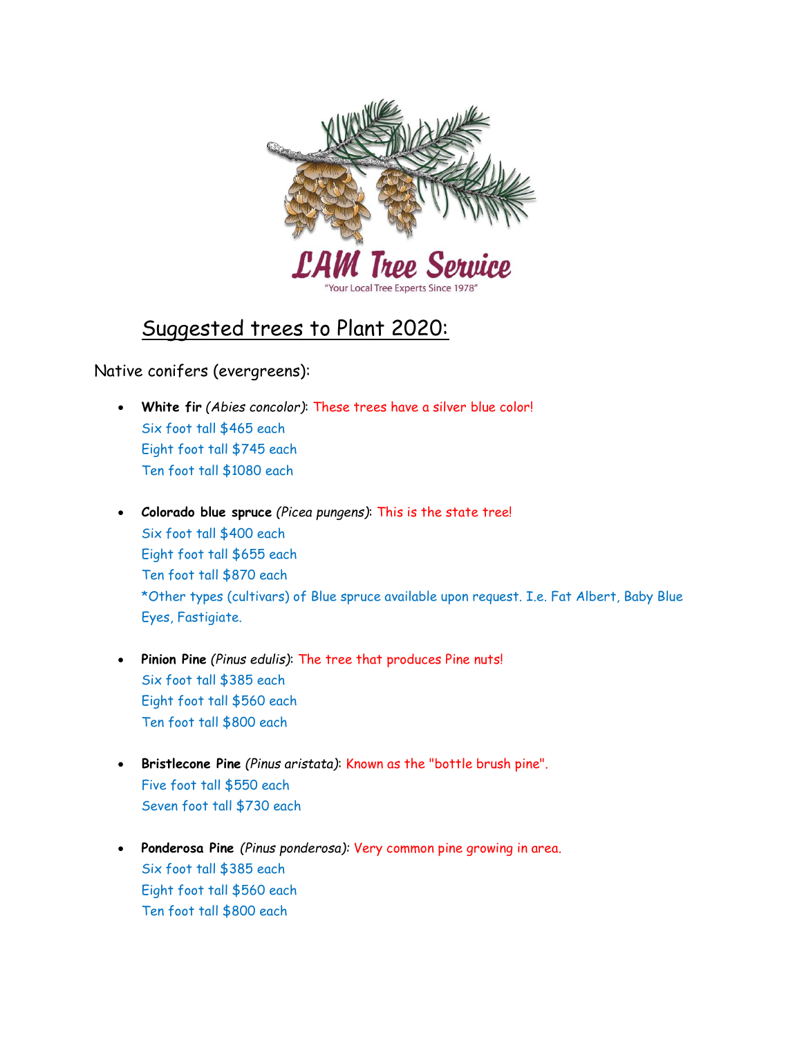LAM Tree Service

"Your Local Tree Experts Since 1978"

# Suggested trees to Plant 2020:

Native conifers (evergreens):

- **White fir** *(Abies concolor)*: These trees have a silver blue color!
  Six foot tall $465 each
  Eight foot tall $745 each
  Ten foot tall $1080 each

- **Colorado blue spruce** *(Picea pungens)*: This is the state tree!
  Six foot tall $400 each
  Eight foot tall $655 each
  Ten foot tall $870 each
  *Other types (cultivars) of Blue spruce available upon request. I.e. Fat Albert, Baby Blue Eyes, Fastigiate.

- **Pinion Pine** *(Pinus edulis)*: The tree that produces Pine nuts!
  Six foot tall $385 each
  Eight foot tall $560 each
  Ten foot tall $800 each

- **Bristlecone Pine** *(Pinus aristata)*: Known as the "bottle brush pine".
  Five foot tall $550 each
  Seven foot tall $730 each

- **Ponderosa Pine** *(Pinus ponderosa)*: Very common pine growing in area.
  Six foot tall $385 each
  Eight foot tall $560 each
  Ten foot tall $800 each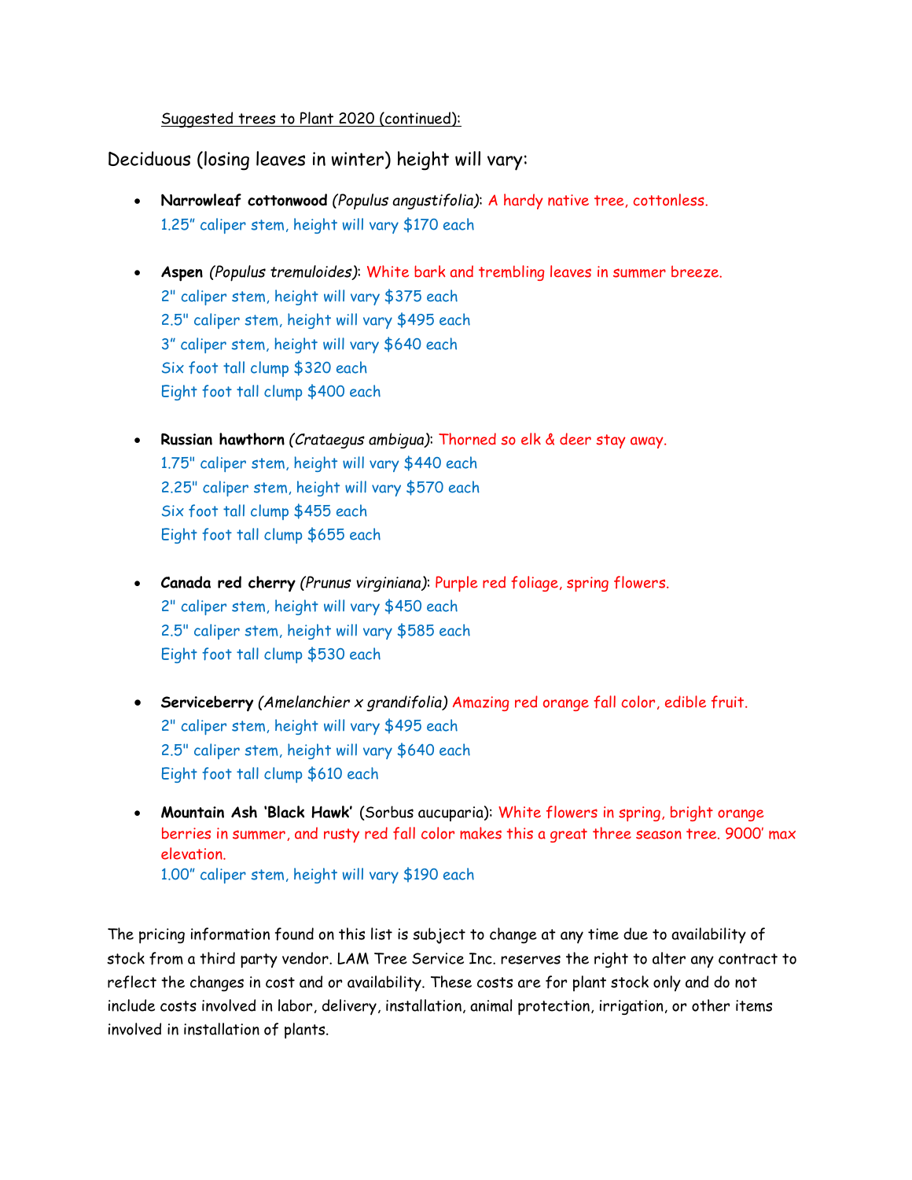Suggested trees to Plant 2020 (continued):

Deciduous (losing leaves in winter) height will vary:

- **Narrowleaf cottonwood** *(Populus angustifolia)*: A hardy native tree, cottonless.
  1.25" caliper stem, height will vary $170 each

- **Aspen** *(Populus tremuloides)*: White bark and trembling leaves in summer breeze.
  2" caliper stem, height will vary $375 each
  2.5" caliper stem, height will vary $495 each
  3" caliper stem, height will vary $640 each
  Six foot tall clump $320 each
  Eight foot tall clump $400 each

- **Russian hawthorn** *(Crataegus ambigua)*: Thorned so elk & deer stay away.
  1.75" caliper stem, height will vary $440 each
  2.25" caliper stem, height will vary $570 each
  Six foot tall clump $455 each
  Eight foot tall clump $655 each

- **Canada red cherry** *(Prunus virginiana)*: Purple red foliage, spring flowers.
  2" caliper stem, height will vary $450 each
  2.5" caliper stem, height will vary $585 each
  Eight foot tall clump $530 each

- **Serviceberry** *(Amelanchier x grandifolia)* Amazing red orange fall color, edible fruit.
  2" caliper stem, height will vary $495 each
  2.5" caliper stem, height will vary $640 each
  Eight foot tall clump $610 each

- **Mountain Ash 'Black Hawk'** (Sorbus aucuparia): White flowers in spring, bright orange berries in summer, and rusty red fall color makes this a great three season tree. 9000' max elevation.
  1.00" caliper stem, height will vary $190 each

The pricing information found on this list is subject to change at any time due to availability of stock from a third party vendor. LAM Tree Service Inc. reserves the right to alter any contract to reflect the changes in cost and or availability. These costs are for plant stock only and do not include costs involved in labor, delivery, installation, animal protection, irrigation, or other items involved in installation of plants.